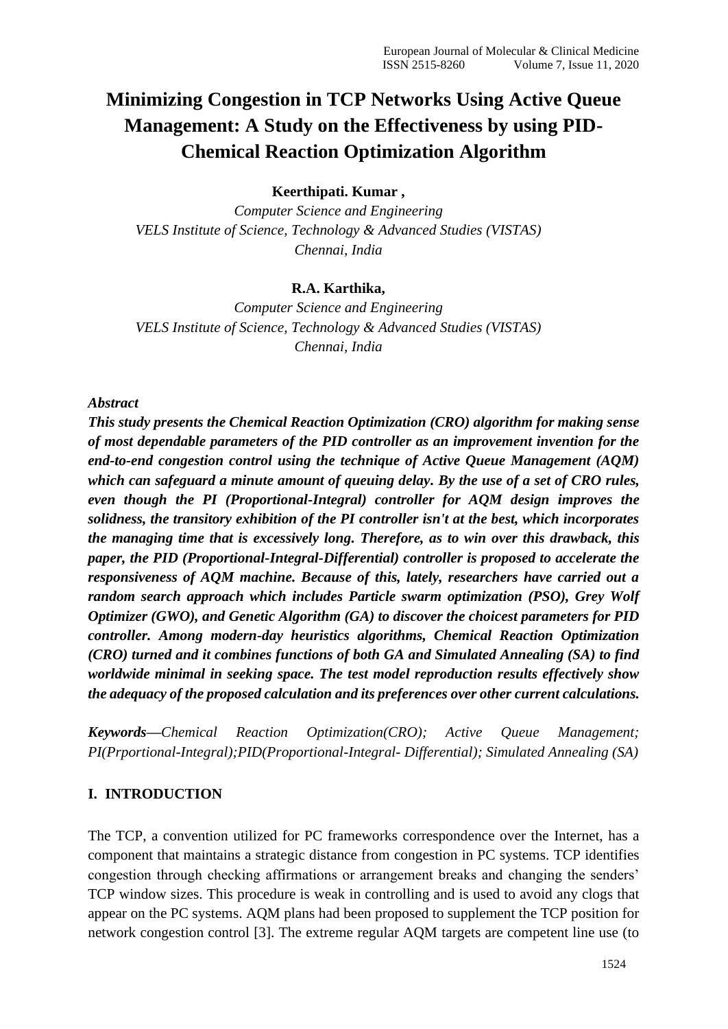# Minimizing Congestion in TCP Networks Using Active Queue Management: A Study on the Effectiveness by using PID-Chemical Reaction Optimization Algorithm

**Keerthipati. Kumar ,**

*Computer Science and Engineering*
*VELS Institute of Science, Technology & Advanced Studies (VISTAS)*
*Chennai, India*

**R.A. Karthika,**

*Computer Science and Engineering*
*VELS Institute of Science, Technology & Advanced Studies (VISTAS)*
*Chennai, India*

*Abstract*

***This study presents the Chemical Reaction Optimization (CRO) algorithm for making sense of most dependable parameters of the PID controller as an improvement invention for the end-to-end congestion control using the technique of Active Queue Management (AQM) which can safeguard a minute amount of queuing delay. By the use of a set of CRO rules, even though the PI (Proportional-Integral) controller for AQM design improves the solidness, the transitory exhibition of the PI controller isn't at the best, which incorporates the managing time that is excessively long. Therefore, as to win over this drawback, this paper, the PID (Proportional-Integral-Differential) controller is proposed to accelerate the responsiveness of AQM machine. Because of this, lately, researchers have carried out a random search approach which includes Particle swarm optimization (PSO), Grey Wolf Optimizer (GWO), and Genetic Algorithm (GA) to discover the choicest parameters for PID controller. Among modern-day heuristics algorithms, Chemical Reaction Optimization (CRO) turned and it combines functions of both GA and Simulated Annealing (SA) to find worldwide minimal in seeking space. The test model reproduction results effectively show the adequacy of the proposed calculation and its preferences over other current calculations.***

***Keywords—****Chemical Reaction Optimization(CRO); Active Queue Management; PI(Prportional-Integral);PID(Proportional-Integral- Differential); Simulated Annealing (SA)*

## I. INTRODUCTION

The TCP, a convention utilized for PC frameworks correspondence over the Internet, has a component that maintains a strategic distance from congestion in PC systems. TCP identifies congestion through checking affirmations or arrangement breaks and changing the senders' TCP window sizes. This procedure is weak in controlling and is used to avoid any clogs that appear on the PC systems. AQM plans had been proposed to supplement the TCP position for network congestion control [3]. The extreme regular AQM targets are competent line use (to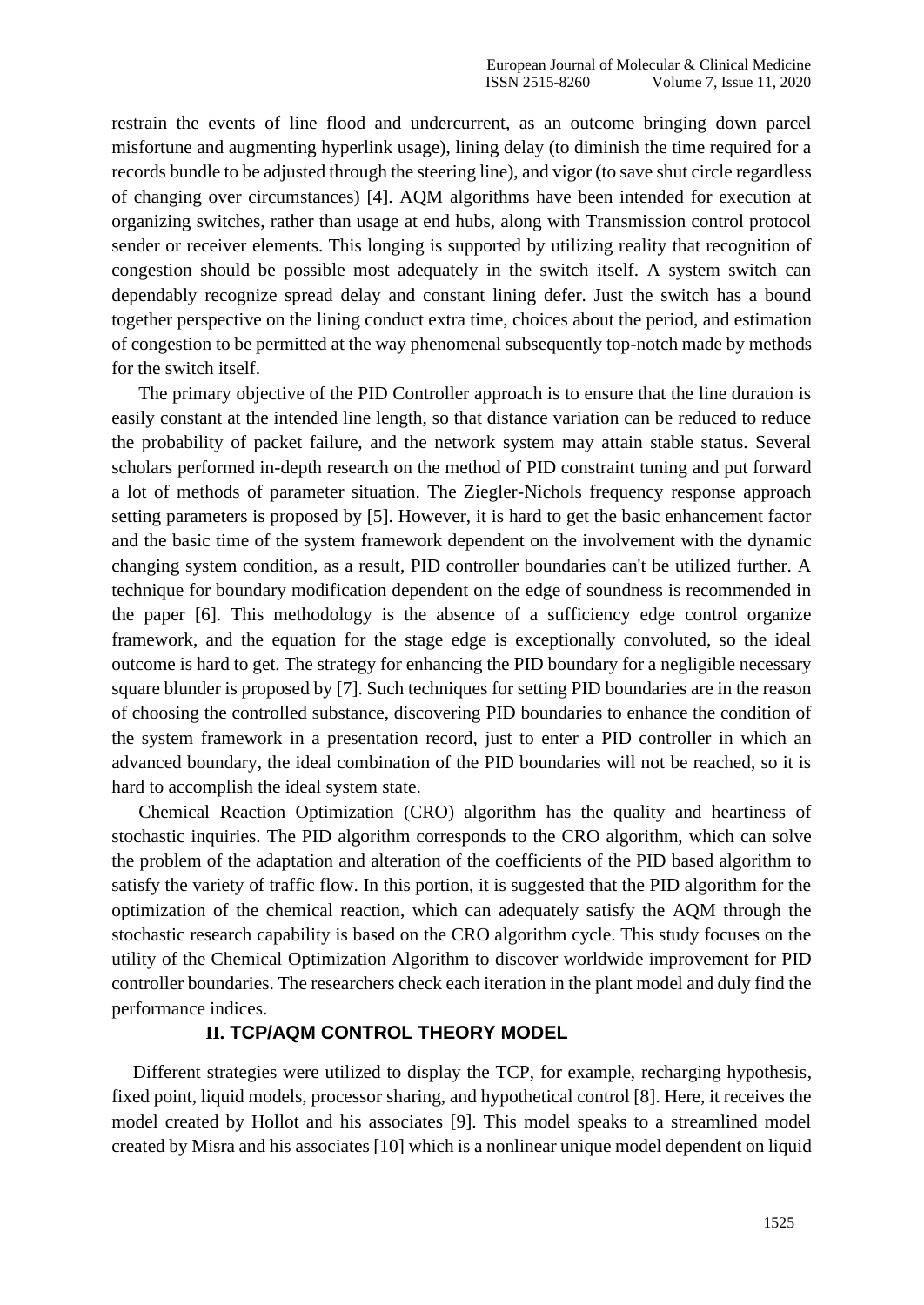restrain the events of line flood and undercurrent, as an outcome bringing down parcel misfortune and augmenting hyperlink usage), lining delay (to diminish the time required for a records bundle to be adjusted through the steering line), and vigor (to save shut circle regardless of changing over circumstances) [4]. AQM algorithms have been intended for execution at organizing switches, rather than usage at end hubs, along with Transmission control protocol sender or receiver elements. This longing is supported by utilizing reality that recognition of congestion should be possible most adequately in the switch itself. A system switch can dependably recognize spread delay and constant lining defer. Just the switch has a bound together perspective on the lining conduct extra time, choices about the period, and estimation of congestion to be permitted at the way phenomenal subsequently top-notch made by methods for the switch itself.

The primary objective of the PID Controller approach is to ensure that the line duration is easily constant at the intended line length, so that distance variation can be reduced to reduce the probability of packet failure, and the network system may attain stable status. Several scholars performed in-depth research on the method of PID constraint tuning and put forward a lot of methods of parameter situation. The Ziegler-Nichols frequency response approach setting parameters is proposed by [5]. However, it is hard to get the basic enhancement factor and the basic time of the system framework dependent on the involvement with the dynamic changing system condition, as a result, PID controller boundaries can't be utilized further. A technique for boundary modification dependent on the edge of soundness is recommended in the paper [6]. This methodology is the absence of a sufficiency edge control organize framework, and the equation for the stage edge is exceptionally convoluted, so the ideal outcome is hard to get. The strategy for enhancing the PID boundary for a negligible necessary square blunder is proposed by [7]. Such techniques for setting PID boundaries are in the reason of choosing the controlled substance, discovering PID boundaries to enhance the condition of the system framework in a presentation record, just to enter a PID controller in which an advanced boundary, the ideal combination of the PID boundaries will not be reached, so it is hard to accomplish the ideal system state.

Chemical Reaction Optimization (CRO) algorithm has the quality and heartiness of stochastic inquiries. The PID algorithm corresponds to the CRO algorithm, which can solve the problem of the adaptation and alteration of the coefficients of the PID based algorithm to satisfy the variety of traffic flow. In this portion, it is suggested that the PID algorithm for the optimization of the chemical reaction, which can adequately satisfy the AQM through the stochastic research capability is based on the CRO algorithm cycle. This study focuses on the utility of the Chemical Optimization Algorithm to discover worldwide improvement for PID controller boundaries. The researchers check each iteration in the plant model and duly find the performance indices.

## II. TCP/AQM CONTROL THEORY MODEL

Different strategies were utilized to display the TCP, for example, recharging hypothesis, fixed point, liquid models, processor sharing, and hypothetical control [8]. Here, it receives the model created by Hollot and his associates [9]. This model speaks to a streamlined model created by Misra and his associates [10] which is a nonlinear unique model dependent on liquid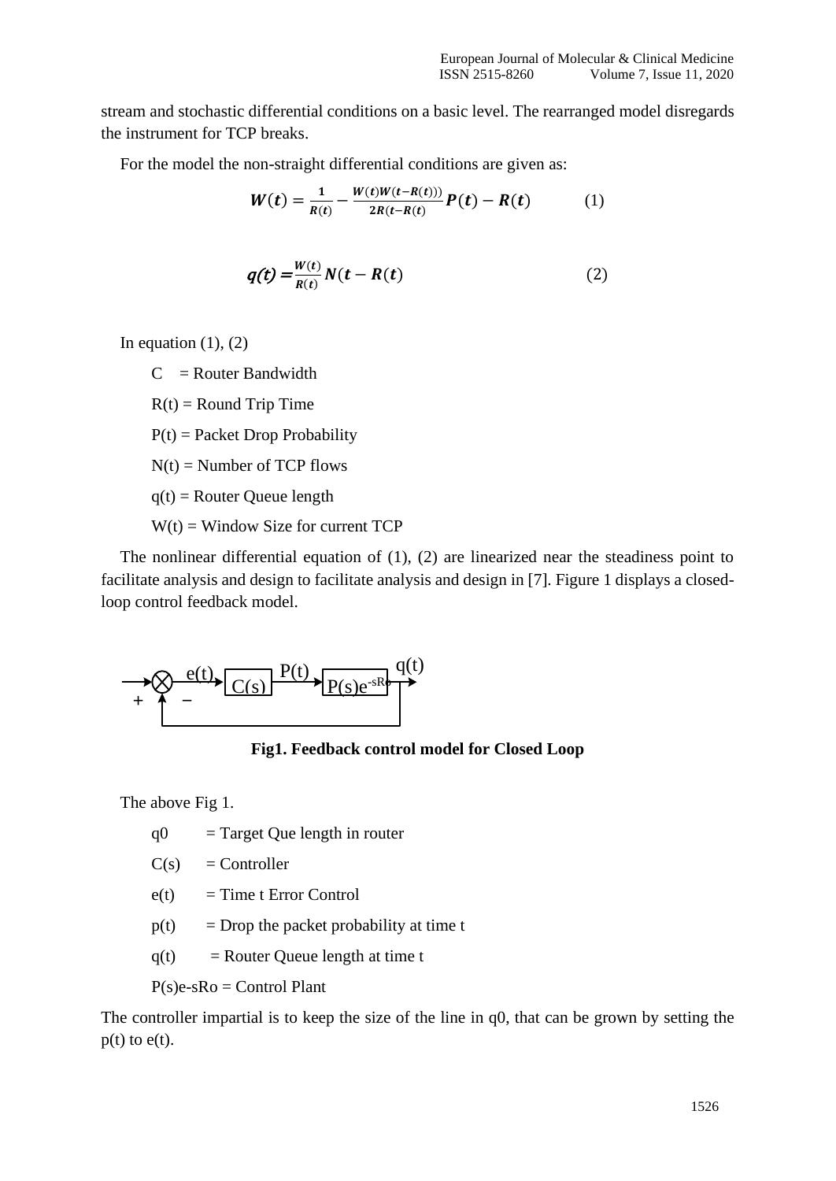stream and stochastic differential conditions on a basic level. The rearranged model disregards the instrument for TCP breaks.

For the model the non-straight differential conditions are given as:

$$\boldsymbol{W}(\boldsymbol{t}) = \frac{\mathbf{1}}{\boldsymbol{R}(\boldsymbol{t})} - \frac{\boldsymbol{W}(\boldsymbol{t})\boldsymbol{W}(\boldsymbol{t}-\boldsymbol{R}(\boldsymbol{t})))}{\mathbf{2}\boldsymbol{R}(\boldsymbol{t}-\boldsymbol{R}(\boldsymbol{t})}\boldsymbol{P}(\boldsymbol{t}) - \boldsymbol{R}(\boldsymbol{t}) \qquad (1)$$

$$\boldsymbol{q(t)} = \frac{\boldsymbol{W}(\boldsymbol{t})}{\boldsymbol{R}(\boldsymbol{t})}\boldsymbol{N}(\boldsymbol{t} - \boldsymbol{R}(\boldsymbol{t}) \qquad (2)$$

In equation (1), (2)

- C = Router Bandwidth
- R(t) = Round Trip Time
- P(t) = Packet Drop Probability
- N(t) = Number of TCP flows
- q(t) = Router Queue length
- W(t) = Window Size for current TCP

The nonlinear differential equation of (1), (2) are linearized near the steadiness point to facilitate analysis and design to facilitate analysis and design in [7]. Figure 1 displays a closed-loop control feedback model.

**Fig1. Feedback control model for Closed Loop**

The above Fig 1.

- q0 = Target Que length in router
- C(s) = Controller
- e(t) = Time t Error Control
- p(t) = Drop the packet probability at time t
- q(t) = Router Queue length at time t
- $P(s)e^{-sRo}$ = Control Plant

The controller impartial is to keep the size of the line in q0, that can be grown by setting the p(t) to e(t).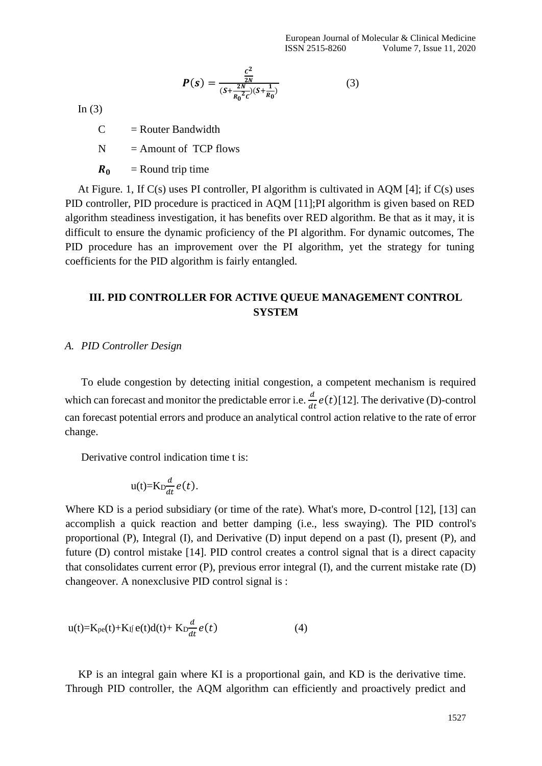$$P(s) = \frac{\frac{c^2}{2N}}{(S+\frac{2N}{R_0{}^2C})(S+\frac{1}{R_0})} \tag{3}$$

In (3)

C = Router Bandwidth

N = Amount of TCP flows

$R_0$ = Round trip time

At Figure. 1, If C(s) uses PI controller, PI algorithm is cultivated in AQM [4]; if C(s) uses PID controller, PID procedure is practiced in AQM [11];PI algorithm is given based on RED algorithm steadiness investigation, it has benefits over RED algorithm. Be that as it may, it is difficult to ensure the dynamic proficiency of the PI algorithm. For dynamic outcomes, The PID procedure has an improvement over the PI algorithm, yet the strategy for tuning coefficients for the PID algorithm is fairly entangled.

## III. PID CONTROLLER FOR ACTIVE QUEUE MANAGEMENT CONTROL SYSTEM

### *A. PID Controller Design*

To elude congestion by detecting initial congestion, a competent mechanism is required which can forecast and monitor the predictable error i.e. $\frac{d}{dt}e(t)$[12]. The derivative (D)-control can forecast potential errors and produce an analytical control action relative to the rate of error change.

Derivative control indication time t is:

$$u(t)=K_D\frac{d}{dt}e(t).$$

Where KD is a period subsidiary (or time of the rate). What's more, D-control [12], [13] can accomplish a quick reaction and better damping (i.e., less swaying). The PID control's proportional (P), Integral (I), and Derivative (D) input depend on a past (I), present (P), and future (D) control mistake [14]. PID control creates a control signal that is a direct capacity that consolidates current error (P), previous error integral (I), and the current mistake rate (D) changeover. A nonexclusive PID control signal is :

$$u(t)=K_{p}e(t)+K_I\int e(t)d(t)+ K_D\frac{d}{dt}e(t) \tag{4}$$

KP is an integral gain where KI is a proportional gain, and KD is the derivative time. Through PID controller, the AQM algorithm can efficiently and proactively predict and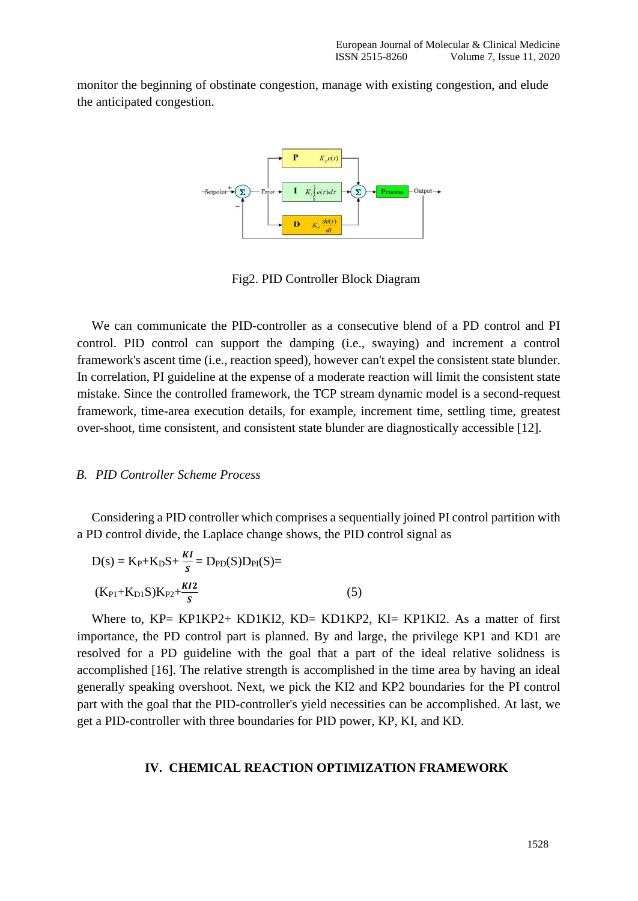monitor the beginning of obstinate congestion, manage with existing congestion, and elude the anticipated congestion.

Fig2. PID Controller Block Diagram

We can communicate the PID-controller as a consecutive blend of a PD control and PI control. PID control can support the damping (i.e., swaying) and increment a control framework's ascent time (i.e., reaction speed), however can't expel the consistent state blunder. In correlation, PI guideline at the expense of a moderate reaction will limit the consistent state mistake. Since the controlled framework, the TCP stream dynamic model is a second-request framework, time-area execution details, for example, increment time, settling time, greatest over-shoot, time consistent, and consistent state blunder are diagnostically accessible [12].

### *B. PID Controller Scheme Process*

Considering a PID controller which comprises a sequentially joined PI control partition with a PD control divide, the Laplace change shows, the PID control signal as

$$D(s) = K_P + K_D S + \frac{KI}{S} = D_{PD}(S)D_{PI}(S) =$$

$$(K_{P1} + K_{D1}S)K_{P2} + \frac{KI2}{S} \qquad (5)$$

Where to, KP= KP1KP2+ KD1KI2, KD= KD1KP2, KI= KP1KI2. As a matter of first importance, the PD control part is planned. By and large, the privilege KP1 and KD1 are resolved for a PD guideline with the goal that a part of the ideal relative solidness is accomplished [16]. The relative strength is accomplished in the time area by having an ideal generally speaking overshoot. Next, we pick the KI2 and KP2 boundaries for the PI control part with the goal that the PID-controller's yield necessities can be accomplished. At last, we get a PID-controller with three boundaries for PID power, KP, KI, and KD.

## IV. CHEMICAL REACTION OPTIMIZATION FRAMEWORK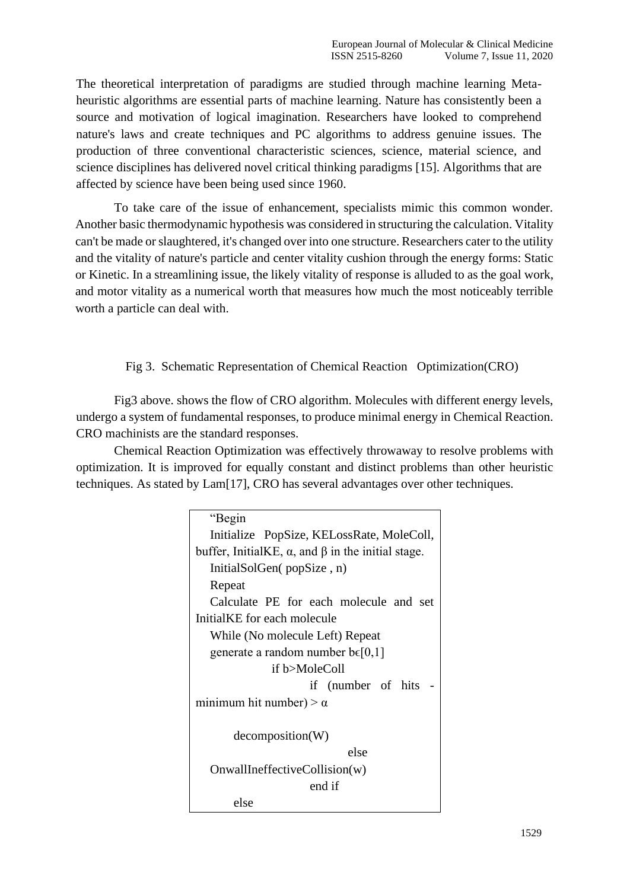The theoretical interpretation of paradigms are studied through machine learning Meta-heuristic algorithms are essential parts of machine learning. Nature has consistently been a source and motivation of logical imagination. Researchers have looked to comprehend nature's laws and create techniques and PC algorithms to address genuine issues. The production of three conventional characteristic sciences, science, material science, and science disciplines has delivered novel critical thinking paradigms [15]. Algorithms that are affected by science have been being used since 1960.

To take care of the issue of enhancement, specialists mimic this common wonder. Another basic thermodynamic hypothesis was considered in structuring the calculation. Vitality can't be made or slaughtered, it's changed over into one structure. Researchers cater to the utility and the vitality of nature's particle and center vitality cushion through the energy forms: Static or Kinetic. In a streamlining issue, the likely vitality of response is alluded to as the goal work, and motor vitality as a numerical worth that measures how much the most noticeably terrible worth a particle can deal with.

Fig 3. Schematic Representation of Chemical Reaction Optimization(CRO)

Fig3 above. shows the flow of CRO algorithm. Molecules with different energy levels, undergo a system of fundamental responses, to produce minimal energy in Chemical Reaction. CRO machinists are the standard responses.

Chemical Reaction Optimization was effectively throwaway to resolve problems with optimization. It is improved for equally constant and distinct problems than other heuristic techniques. As stated by Lam[17], CRO has several advantages over other techniques.

```
"Begin
Initialize PopSize, KELossRate, MoleColl, buffer, InitialKE, α, and β in the initial stage.
InitialSolGen( popSize , n)
Repeat
Calculate PE for each molecule and set InitialKE for each molecule
While (No molecule Left) Repeat
generate a random number bϵ[0,1]
        if b>MoleColl
            if (number of hits - minimum hit number) > α
                decomposition(W)
            else
                OnwallIneffectiveCollision(w)
            end if
        else
```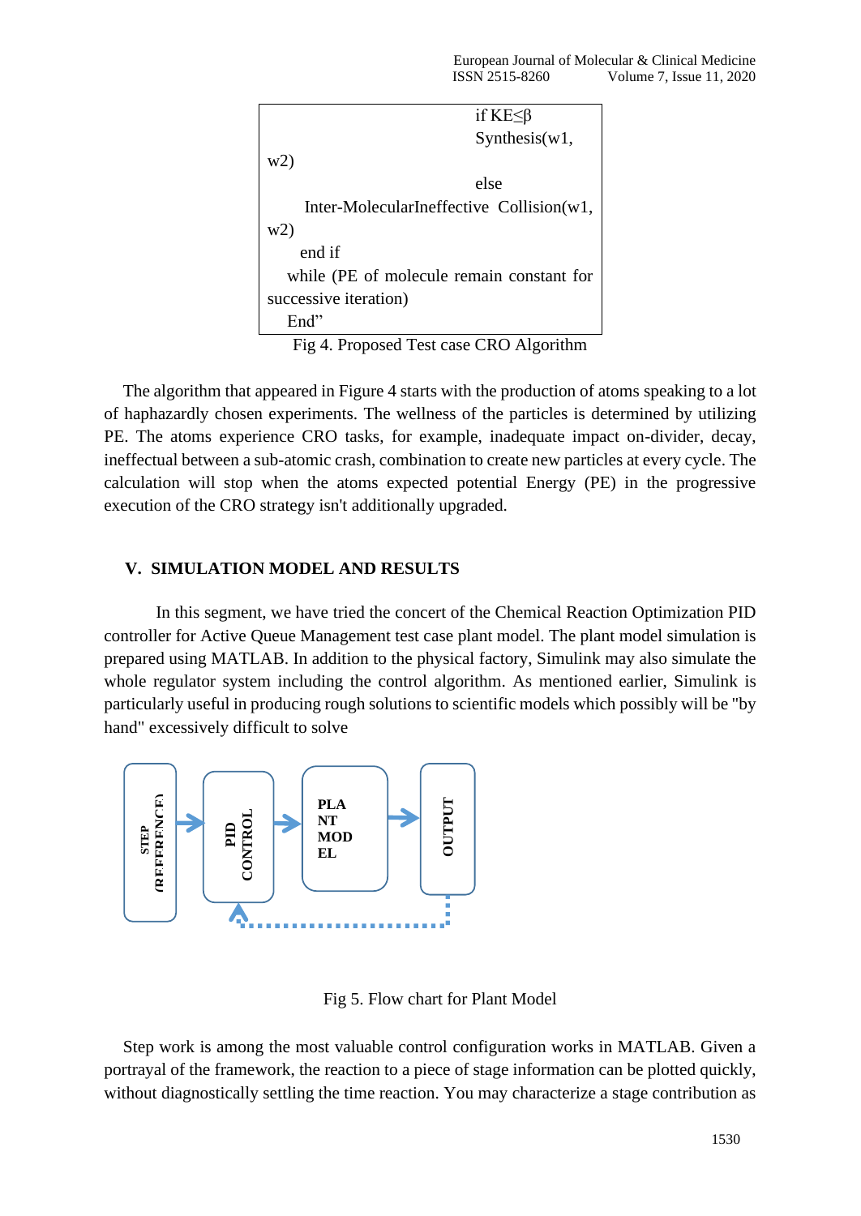```
                              if KE≤β
                              Synthesis(w1,
w2)
                              else
      Inter-MolecularIneffective  Collision(w1,
w2)
      end if
   while (PE of molecule remain constant for
successive iteration)
   End"
```

Fig 4. Proposed Test case CRO Algorithm

The algorithm that appeared in Figure 4 starts with the production of atoms speaking to a lot of haphazardly chosen experiments. The wellness of the particles is determined by utilizing PE. The atoms experience CRO tasks, for example, inadequate impact on-divider, decay, ineffectual between a sub-atomic crash, combination to create new particles at every cycle. The calculation will stop when the atoms expected potential Energy (PE) in the progressive execution of the CRO strategy isn't additionally upgraded.

## V. SIMULATION MODEL AND RESULTS

In this segment, we have tried the concert of the Chemical Reaction Optimization PID controller for Active Queue Management test case plant model. The plant model simulation is prepared using MATLAB. In addition to the physical factory, Simulink may also simulate the whole regulator system including the control algorithm. As mentioned earlier, Simulink is particularly useful in producing rough solutions to scientific models which possibly will be "by hand" excessively difficult to solve

STEP (REFERENCE) → PID CONTROL → PLANT MODEL → OUTPUT

Fig 5. Flow chart for Plant Model

Step work is among the most valuable control configuration works in MATLAB. Given a portrayal of the framework, the reaction to a piece of stage information can be plotted quickly, without diagnostically settling the time reaction. You may characterize a stage contribution as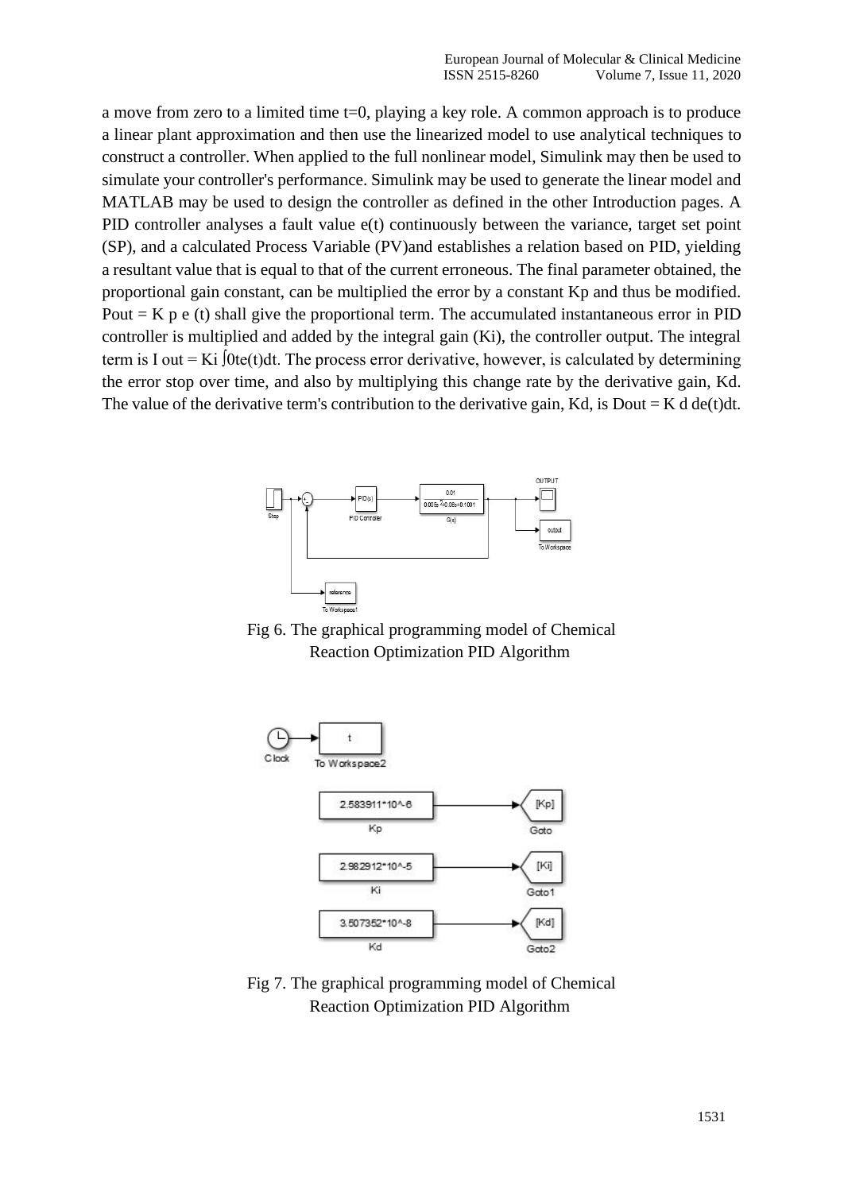a move from zero to a limited time t=0, playing a key role. A common approach is to produce a linear plant approximation and then use the linearized model to use analytical techniques to construct a controller. When applied to the full nonlinear model, Simulink may then be used to simulate your controller's performance. Simulink may be used to generate the linear model and MATLAB may be used to design the controller as defined in the other Introduction pages. A PID controller analyses a fault value e(t) continuously between the variance, target set point (SP), and a calculated Process Variable (PV)and establishes a relation based on PID, yielding a resultant value that is equal to that of the current erroneous. The final parameter obtained, the proportional gain constant, can be multiplied the error by a constant Kp and thus be modified. Pout = K p e (t) shall give the proportional term. The accumulated instantaneous error in PID controller is multiplied and added by the integral gain (Ki), the controller output. The integral term is I out = Ki ∫0te(t)dt. The process error derivative, however, is calculated by determining the error stop over time, and also by multiplying this change rate by the derivative gain, Kd. The value of the derivative term's contribution to the derivative gain, Kd, is Dout = K d de(t)dt.

Fig 6. The graphical programming model of Chemical Reaction Optimization PID Algorithm

Fig 7. The graphical programming model of Chemical Reaction Optimization PID Algorithm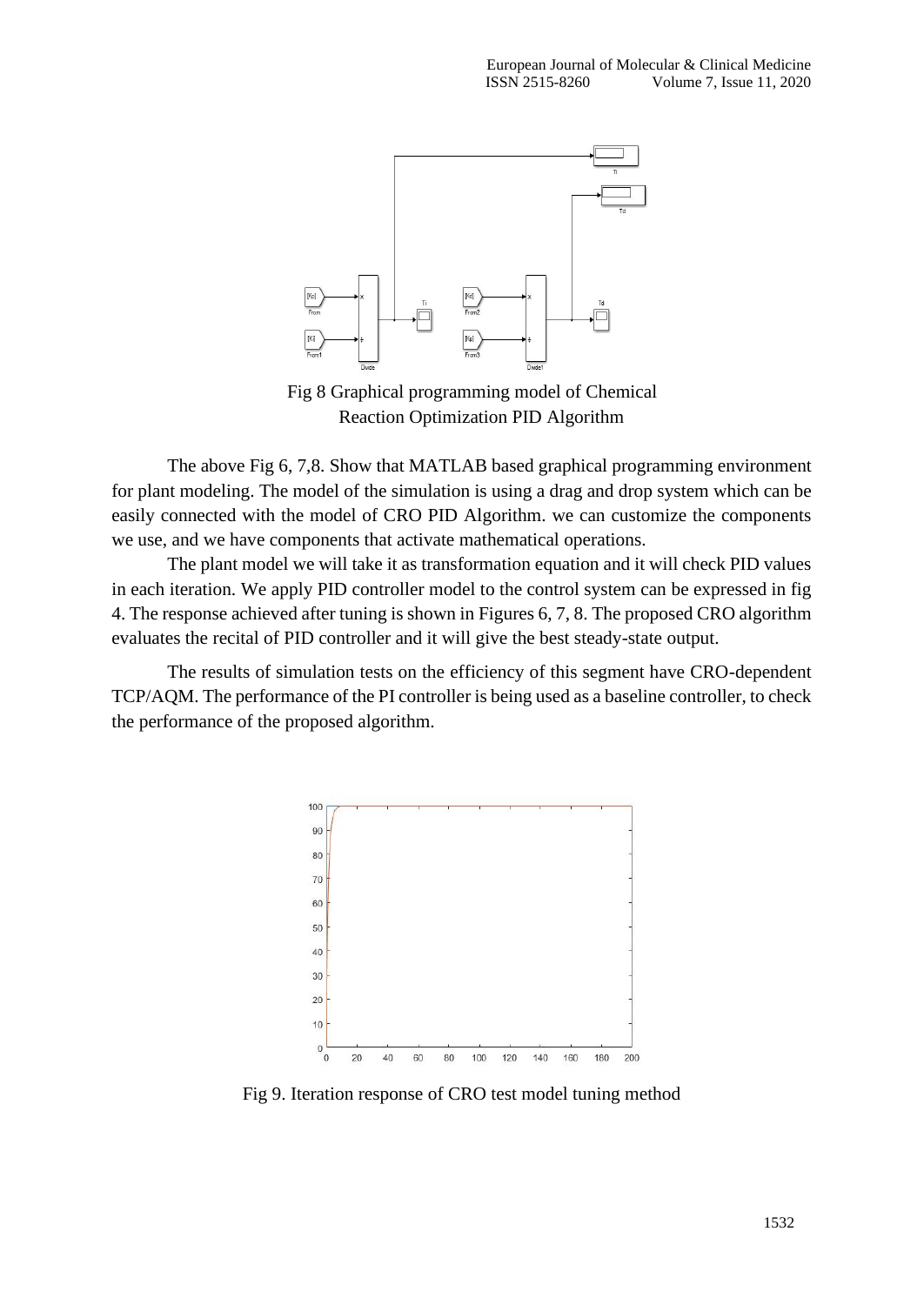Fig 8 Graphical programming model of Chemical Reaction Optimization PID Algorithm

The above Fig 6, 7,8. Show that MATLAB based graphical programming environment for plant modeling. The model of the simulation is using a drag and drop system which can be easily connected with the model of CRO PID Algorithm. we can customize the components we use, and we have components that activate mathematical operations.

The plant model we will take it as transformation equation and it will check PID values in each iteration. We apply PID controller model to the control system can be expressed in fig 4. The response achieved after tuning is shown in Figures 6, 7, 8. The proposed CRO algorithm evaluates the recital of PID controller and it will give the best steady-state output.

The results of simulation tests on the efficiency of this segment have CRO-dependent TCP/AQM. The performance of the PI controller is being used as a baseline controller, to check the performance of the proposed algorithm.

Fig 9. Iteration response of CRO test model tuning method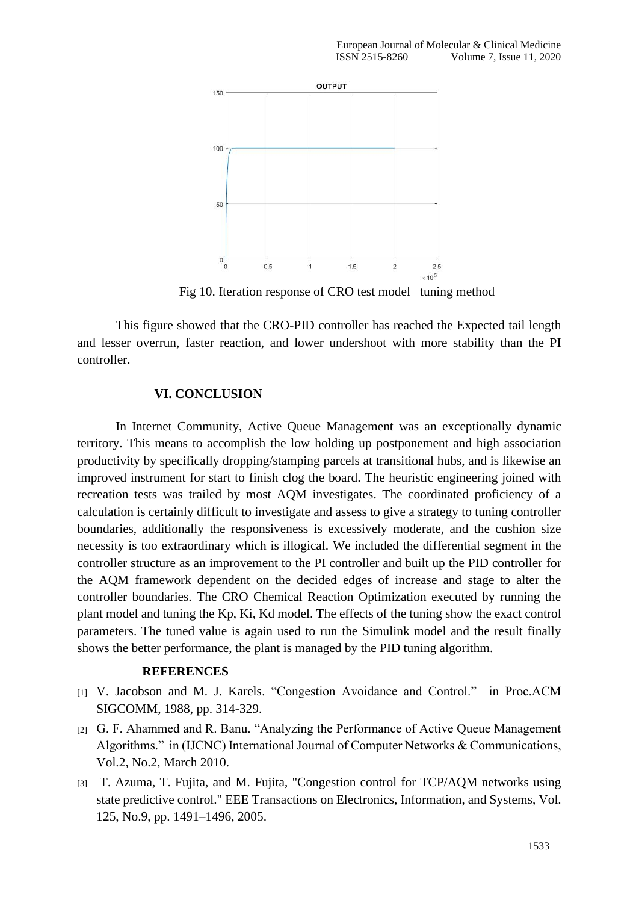Fig 10. Iteration response of CRO test model tuning method

This figure showed that the CRO-PID controller has reached the Expected tail length and lesser overrun, faster reaction, and lower undershoot with more stability than the PI controller.

## VI. CONCLUSION

In Internet Community, Active Queue Management was an exceptionally dynamic territory. This means to accomplish the low holding up postponement and high association productivity by specifically dropping/stamping parcels at transitional hubs, and is likewise an improved instrument for start to finish clog the board. The heuristic engineering joined with recreation tests was trailed by most AQM investigates. The coordinated proficiency of a calculation is certainly difficult to investigate and assess to give a strategy to tuning controller boundaries, additionally the responsiveness is excessively moderate, and the cushion size necessity is too extraordinary which is illogical. We included the differential segment in the controller structure as an improvement to the PI controller and built up the PID controller for the AQM framework dependent on the decided edges of increase and stage to alter the controller boundaries. The CRO Chemical Reaction Optimization executed by running the plant model and tuning the Kp, Ki, Kd model. The effects of the tuning show the exact control parameters. The tuned value is again used to run the Simulink model and the result finally shows the better performance, the plant is managed by the PID tuning algorithm.

## REFERENCES

[1] V. Jacobson and M. J. Karels. "Congestion Avoidance and Control." in Proc.ACM SIGCOMM, 1988, pp. 314-329.

[2] G. F. Ahammed and R. Banu. "Analyzing the Performance of Active Queue Management Algorithms." in (IJCNC) International Journal of Computer Networks & Communications, Vol.2, No.2, March 2010.

[3] T. Azuma, T. Fujita, and M. Fujita, "Congestion control for TCP/AQM networks using state predictive control." EEE Transactions on Electronics, Information, and Systems, Vol. 125, No.9, pp. 1491–1496, 2005.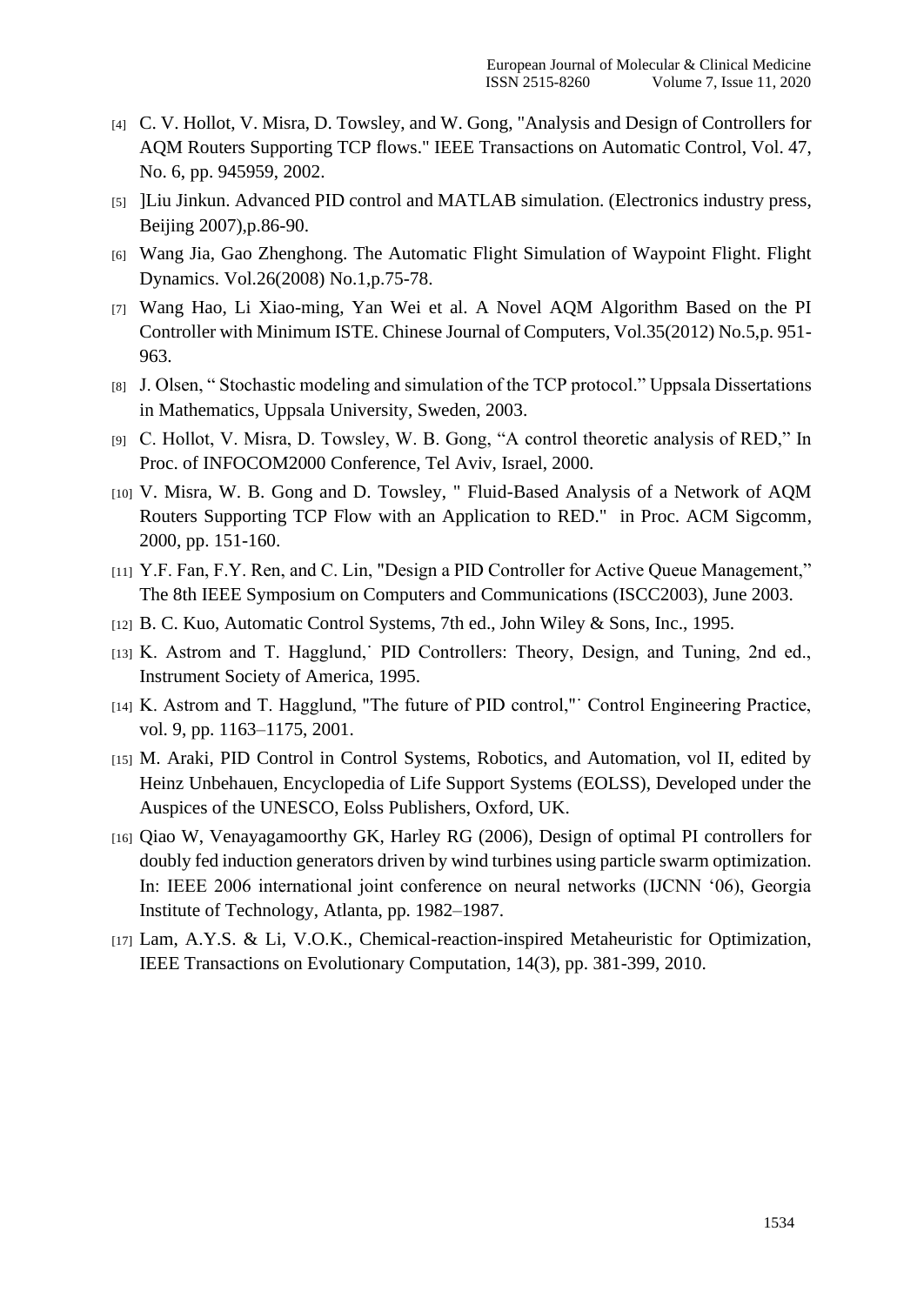[4] C. V. Hollot, V. Misra, D. Towsley, and W. Gong, "Analysis and Design of Controllers for AQM Routers Supporting TCP flows." IEEE Transactions on Automatic Control, Vol. 47, No. 6, pp. 945959, 2002.

[5] ]Liu Jinkun. Advanced PID control and MATLAB simulation. (Electronics industry press, Beijing 2007),p.86-90.

[6] Wang Jia, Gao Zhenghong. The Automatic Flight Simulation of Waypoint Flight. Flight Dynamics. Vol.26(2008) No.1,p.75-78.

[7] Wang Hao, Li Xiao-ming, Yan Wei et al. A Novel AQM Algorithm Based on the PI Controller with Minimum ISTE. Chinese Journal of Computers, Vol.35(2012) No.5,p. 951-963.

[8] J. Olsen, " Stochastic modeling and simulation of the TCP protocol." Uppsala Dissertations in Mathematics, Uppsala University, Sweden, 2003.

[9] C. Hollot, V. Misra, D. Towsley, W. B. Gong, "A control theoretic analysis of RED," In Proc. of INFOCOM2000 Conference, Tel Aviv, Israel, 2000.

[10] V. Misra, W. B. Gong and D. Towsley, " Fluid-Based Analysis of a Network of AQM Routers Supporting TCP Flow with an Application to RED." in Proc. ACM Sigcomm, 2000, pp. 151-160.

[11] Y.F. Fan, F.Y. Ren, and C. Lin, "Design a PID Controller for Active Queue Management," The 8th IEEE Symposium on Computers and Communications (ISCC2003), June 2003.

[12] B. C. Kuo, Automatic Control Systems, 7th ed., John Wiley & Sons, Inc., 1995.

[13] K. Astrom and T. Hagglund,˙ PID Controllers: Theory, Design, and Tuning, 2nd ed., Instrument Society of America, 1995.

[14] K. Astrom and T. Hagglund, "The future of PID control,"˙ Control Engineering Practice, vol. 9, pp. 1163–1175, 2001.

[15] M. Araki, PID Control in Control Systems, Robotics, and Automation, vol II, edited by Heinz Unbehauen, Encyclopedia of Life Support Systems (EOLSS), Developed under the Auspices of the UNESCO, Eolss Publishers, Oxford, UK.

[16] Qiao W, Venayagamoorthy GK, Harley RG (2006), Design of optimal PI controllers for doubly fed induction generators driven by wind turbines using particle swarm optimization. In: IEEE 2006 international joint conference on neural networks (IJCNN '06), Georgia Institute of Technology, Atlanta, pp. 1982–1987.

[17] Lam, A.Y.S. & Li, V.O.K., Chemical-reaction-inspired Metaheuristic for Optimization, IEEE Transactions on Evolutionary Computation, 14(3), pp. 381-399, 2010.